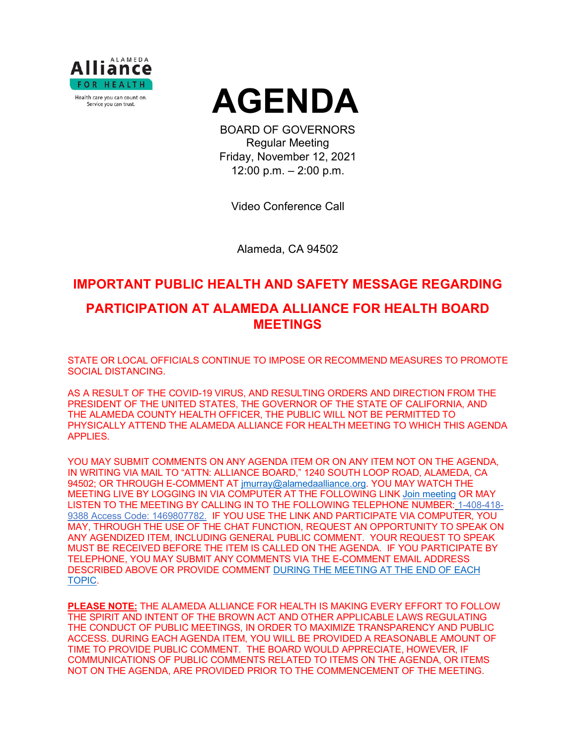Alameda Alliance for Health

Health care you can count on. Service you can trust.

# AGENDA

BOARD OF GOVERNORS
Regular Meeting
Friday, November 12, 2021
12:00 p.m. – 2:00 p.m.

Video Conference Call

Alameda, CA 94502

## IMPORTANT PUBLIC HEALTH AND SAFETY MESSAGE REGARDING PARTICIPATION AT ALAMEDA ALLIANCE FOR HEALTH BOARD MEETINGS

STATE OR LOCAL OFFICIALS CONTINUE TO IMPOSE OR RECOMMEND MEASURES TO PROMOTE SOCIAL DISTANCING.

AS A RESULT OF THE COVID-19 VIRUS, AND RESULTING ORDERS AND DIRECTION FROM THE PRESIDENT OF THE UNITED STATES, THE GOVERNOR OF THE STATE OF CALIFORNIA, AND THE ALAMEDA COUNTY HEALTH OFFICER, THE PUBLIC WILL NOT BE PERMITTED TO PHYSICALLY ATTEND THE ALAMEDA ALLIANCE FOR HEALTH MEETING TO WHICH THIS AGENDA APPLIES.

YOU MAY SUBMIT COMMENTS ON ANY AGENDA ITEM OR ON ANY ITEM NOT ON THE AGENDA, IN WRITING VIA MAIL TO "ATTN: ALLIANCE BOARD," 1240 SOUTH LOOP ROAD, ALAMEDA, CA 94502; OR THROUGH E-COMMENT AT jmurray@alamedaalliance.org. YOU MAY WATCH THE MEETING LIVE BY LOGGING IN VIA COMPUTER AT THE FOLLOWING LINK Join meeting OR MAY LISTEN TO THE MEETING BY CALLING IN TO THE FOLLOWING TELEPHONE NUMBER: 1-408-418-9388 Access Code: 1469807782. IF YOU USE THE LINK AND PARTICIPATE VIA COMPUTER, YOU MAY, THROUGH THE USE OF THE CHAT FUNCTION, REQUEST AN OPPORTUNITY TO SPEAK ON ANY AGENDIZED ITEM, INCLUDING GENERAL PUBLIC COMMENT. YOUR REQUEST TO SPEAK MUST BE RECEIVED BEFORE THE ITEM IS CALLED ON THE AGENDA. IF YOU PARTICIPATE BY TELEPHONE, YOU MAY SUBMIT ANY COMMENTS VIA THE E-COMMENT EMAIL ADDRESS DESCRIBED ABOVE OR PROVIDE COMMENT DURING THE MEETING AT THE END OF EACH TOPIC.

**PLEASE NOTE:** THE ALAMEDA ALLIANCE FOR HEALTH IS MAKING EVERY EFFORT TO FOLLOW THE SPIRIT AND INTENT OF THE BROWN ACT AND OTHER APPLICABLE LAWS REGULATING THE CONDUCT OF PUBLIC MEETINGS, IN ORDER TO MAXIMIZE TRANSPARENCY AND PUBLIC ACCESS. DURING EACH AGENDA ITEM, YOU WILL BE PROVIDED A REASONABLE AMOUNT OF TIME TO PROVIDE PUBLIC COMMENT. THE BOARD WOULD APPRECIATE, HOWEVER, IF COMMUNICATIONS OF PUBLIC COMMENTS RELATED TO ITEMS ON THE AGENDA, OR ITEMS NOT ON THE AGENDA, ARE PROVIDED PRIOR TO THE COMMENCEMENT OF THE MEETING.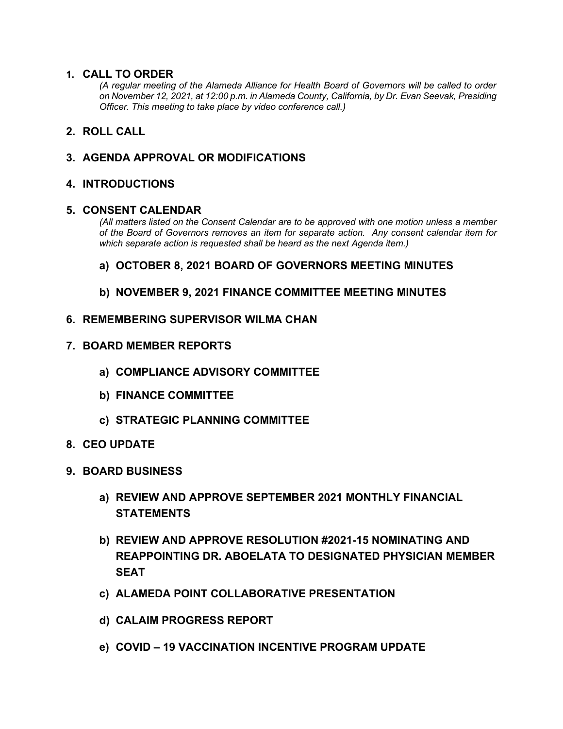1. **CALL TO ORDER**

   *(A regular meeting of the Alameda Alliance for Health Board of Governors will be called to order on November 12, 2021, at 12:00 p.m. in Alameda County, California, by Dr. Evan Seevak, Presiding Officer. This meeting to take place by video conference call.)*

2. **ROLL CALL**

3. **AGENDA APPROVAL OR MODIFICATIONS**

4. **INTRODUCTIONS**

5. **CONSENT CALENDAR**

   *(All matters listed on the Consent Calendar are to be approved with one motion unless a member of the Board of Governors removes an item for separate action. Any consent calendar item for which separate action is requested shall be heard as the next Agenda item.)*

   **a) OCTOBER 8, 2021 BOARD OF GOVERNORS MEETING MINUTES**

   **b) NOVEMBER 9, 2021 FINANCE COMMITTEE MEETING MINUTES**

6. **REMEMBERING SUPERVISOR WILMA CHAN**

7. **BOARD MEMBER REPORTS**

   **a) COMPLIANCE ADVISORY COMMITTEE**

   **b) FINANCE COMMITTEE**

   **c) STRATEGIC PLANNING COMMITTEE**

8. **CEO UPDATE**

9. **BOARD BUSINESS**

   **a) REVIEW AND APPROVE SEPTEMBER 2021 MONTHLY FINANCIAL STATEMENTS**

   **b) REVIEW AND APPROVE RESOLUTION #2021-15 NOMINATING AND REAPPOINTING DR. ABOELATA TO DESIGNATED PHYSICIAN MEMBER SEAT**

   **c) ALAMEDA POINT COLLABORATIVE PRESENTATION**

   **d) CALAIM PROGRESS REPORT**

   **e) COVID – 19 VACCINATION INCENTIVE PROGRAM UPDATE**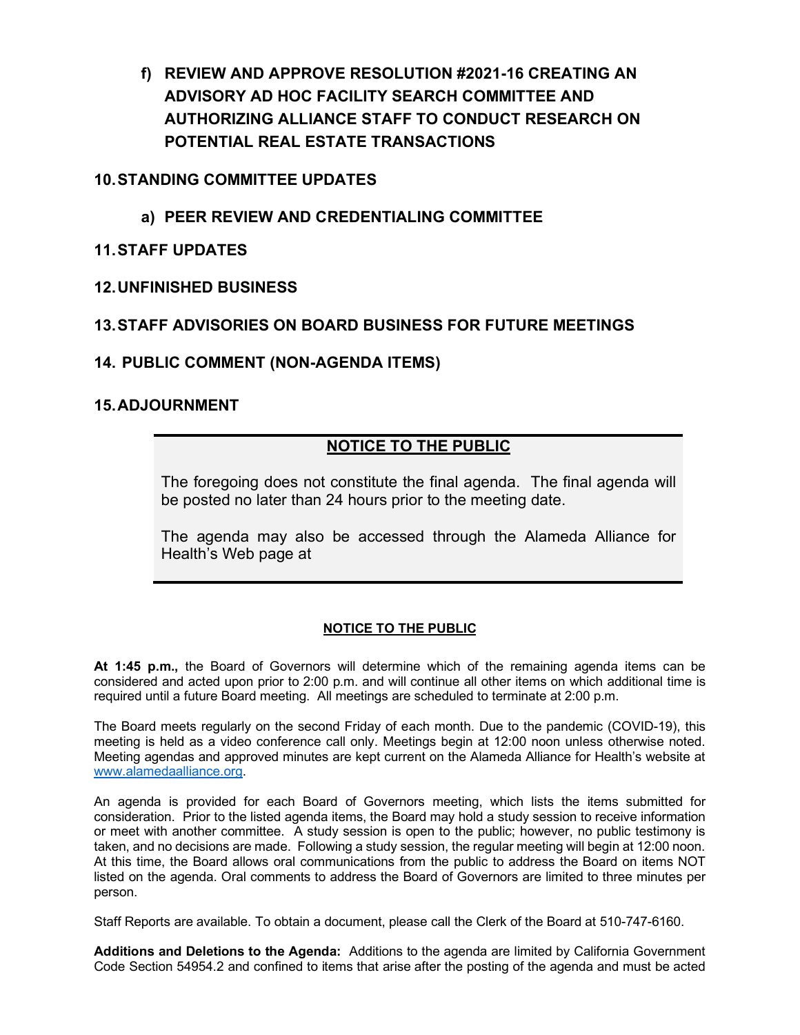**f) REVIEW AND APPROVE RESOLUTION #2021-16 CREATING AN ADVISORY AD HOC FACILITY SEARCH COMMITTEE AND AUTHORIZING ALLIANCE STAFF TO CONDUCT RESEARCH ON POTENTIAL REAL ESTATE TRANSACTIONS**

## 10. STANDING COMMITTEE UPDATES

**a) PEER REVIEW AND CREDENTIALING COMMITTEE**

## 11. STAFF UPDATES

## 12. UNFINISHED BUSINESS

## 13. STAFF ADVISORIES ON BOARD BUSINESS FOR FUTURE MEETINGS

## 14. PUBLIC COMMENT (NON-AGENDA ITEMS)

## 15. ADJOURNMENT

---

**NOTICE TO THE PUBLIC**

The foregoing does not constitute the final agenda. The final agenda will be posted no later than 24 hours prior to the meeting date.

The agenda may also be accessed through the Alameda Alliance for Health's Web page at

---

**NOTICE TO THE PUBLIC**

**At 1:45 p.m.,** the Board of Governors will determine which of the remaining agenda items can be considered and acted upon prior to 2:00 p.m. and will continue all other items on which additional time is required until a future Board meeting. All meetings are scheduled to terminate at 2:00 p.m.

The Board meets regularly on the second Friday of each month. Due to the pandemic (COVID-19), this meeting is held as a video conference call only. Meetings begin at 12:00 noon unless otherwise noted. Meeting agendas and approved minutes are kept current on the Alameda Alliance for Health's website at www.alamedaalliance.org.

An agenda is provided for each Board of Governors meeting, which lists the items submitted for consideration. Prior to the listed agenda items, the Board may hold a study session to receive information or meet with another committee. A study session is open to the public; however, no public testimony is taken, and no decisions are made. Following a study session, the regular meeting will begin at 12:00 noon. At this time, the Board allows oral communications from the public to address the Board on items NOT listed on the agenda. Oral comments to address the Board of Governors are limited to three minutes per person.

Staff Reports are available. To obtain a document, please call the Clerk of the Board at 510-747-6160.

**Additions and Deletions to the Agenda:** Additions to the agenda are limited by California Government Code Section 54954.2 and confined to items that arise after the posting of the agenda and must be acted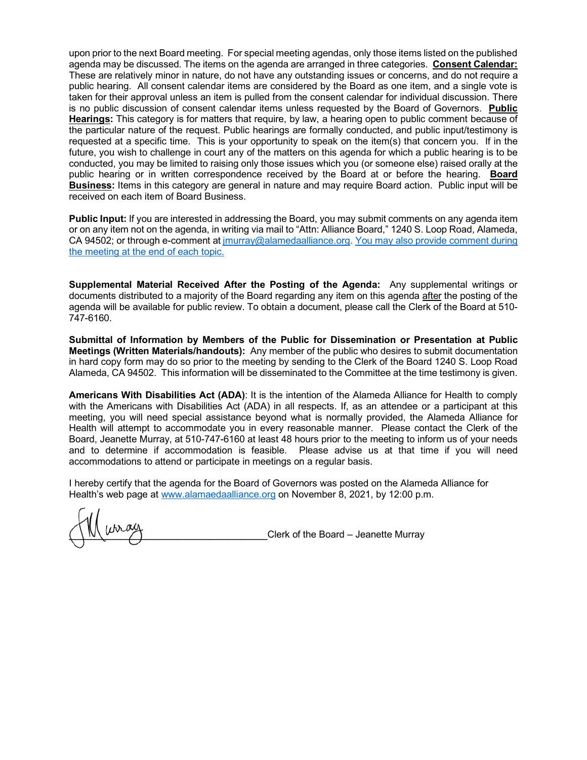upon prior to the next Board meeting. For special meeting agendas, only those items listed on the published agenda may be discussed. The items on the agenda are arranged in three categories. **Consent Calendar:** These are relatively minor in nature, do not have any outstanding issues or concerns, and do not require a public hearing. All consent calendar items are considered by the Board as one item, and a single vote is taken for their approval unless an item is pulled from the consent calendar for individual discussion. There is no public discussion of consent calendar items unless requested by the Board of Governors. **Public Hearings:** This category is for matters that require, by law, a hearing open to public comment because of the particular nature of the request. Public hearings are formally conducted, and public input/testimony is requested at a specific time. This is your opportunity to speak on the item(s) that concern you. If in the future, you wish to challenge in court any of the matters on this agenda for which a public hearing is to be conducted, you may be limited to raising only those issues which you (or someone else) raised orally at the public hearing or in written correspondence received by the Board at or before the hearing. **Board Business:** Items in this category are general in nature and may require Board action. Public input will be received on each item of Board Business.

**Public Input:** If you are interested in addressing the Board, you may submit comments on any agenda item or on any item not on the agenda, in writing via mail to "Attn: Alliance Board," 1240 S. Loop Road, Alameda, CA 94502; or through e-comment at jmurray@alamedaalliance.org. You may also provide comment during the meeting at the end of each topic.

**Supplemental Material Received After the Posting of the Agenda:** Any supplemental writings or documents distributed to a majority of the Board regarding any item on this agenda after the posting of the agenda will be available for public review. To obtain a document, please call the Clerk of the Board at 510-747-6160.

**Submittal of Information by Members of the Public for Dissemination or Presentation at Public Meetings (Written Materials/handouts):** Any member of the public who desires to submit documentation in hard copy form may do so prior to the meeting by sending to the Clerk of the Board 1240 S. Loop Road Alameda, CA 94502. This information will be disseminated to the Committee at the time testimony is given.

**Americans With Disabilities Act (ADA)**: It is the intention of the Alameda Alliance for Health to comply with the Americans with Disabilities Act (ADA) in all respects. If, as an attendee or a participant at this meeting, you will need special assistance beyond what is normally provided, the Alameda Alliance for Health will attempt to accommodate you in every reasonable manner. Please contact the Clerk of the Board, Jeanette Murray, at 510-747-6160 at least 48 hours prior to the meeting to inform us of your needs and to determine if accommodation is feasible. Please advise us at that time if you will need accommodations to attend or participate in meetings on a regular basis.

I hereby certify that the agenda for the Board of Governors was posted on the Alameda Alliance for Health's web page at www.alamaedaalliance.org on November 8, 2021, by 12:00 p.m.

JMurray ______________________________ Clerk of the Board – Jeanette Murray